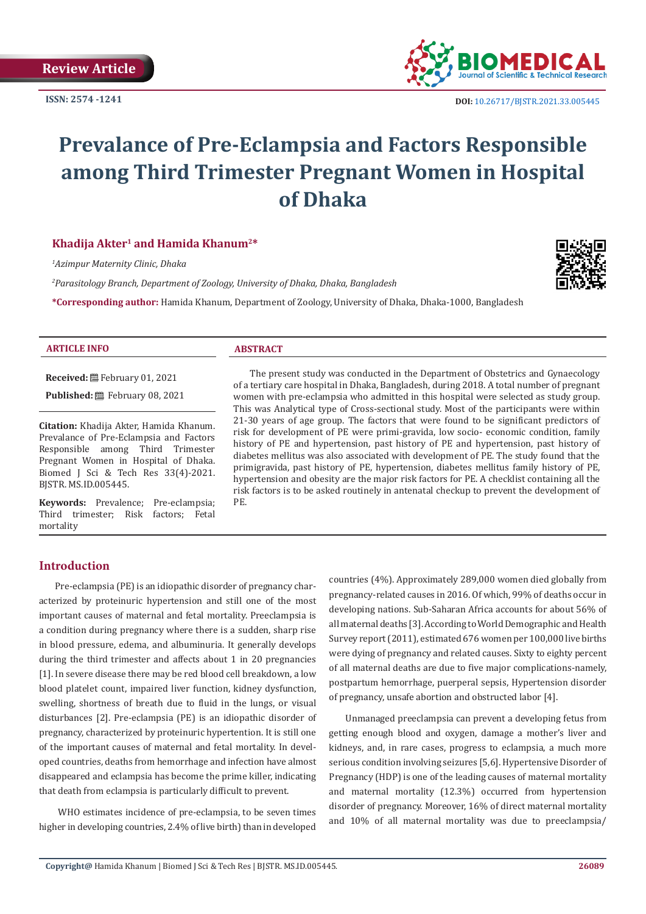Review Article

ISSN: 2574 -1241

DOI: 10.26717/BJSTR.2021.33.005445

# Prevalance of Pre-Eclampsia and Factors Responsible among Third Trimester Pregnant Women in Hospital of Dhaka

**Khadija Akter[1] and Hamida Khanum[2]***

*[1]Azimpur Maternity Clinic, Dhaka*

*[2]Parasitology Branch, Department of Zoology, University of Dhaka, Dhaka, Bangladesh*

***Corresponding author:** Hamida Khanum, Department of Zoology, University of Dhaka, Dhaka-1000, Bangladesh

### ARTICLE INFO

**Received:** February 01, 2021

**Published:** February 08, 2021

**Citation:** Khadija Akter, Hamida Khanum. Prevalance of Pre-Eclampsia and Factors Responsible among Third Trimester Pregnant Women in Hospital of Dhaka. Biomed J Sci & Tech Res 33(4)-2021. BJSTR. MS.ID.005445.

**Keywords:** Prevalence; Pre-eclampsia; Third trimester; Risk factors; Fetal mortality

### ABSTRACT

The present study was conducted in the Department of Obstetrics and Gynaecology of a tertiary care hospital in Dhaka, Bangladesh, during 2018. A total number of pregnant women with pre-eclampsia who admitted in this hospital were selected as study group. This was Analytical type of Cross-sectional study. Most of the participants were within 21-30 years of age group. The factors that were found to be significant predictors of risk for development of PE were primi-gravida, low socio- economic condition, family history of PE and hypertension, past history of PE and hypertension, past history of diabetes mellitus was also associated with development of PE. The study found that the primigravida, past history of PE, hypertension, diabetes mellitus family history of PE, hypertension and obesity are the major risk factors for PE. A checklist containing all the risk factors is to be asked routinely in antenatal checkup to prevent the development of PE.

## Introduction

Pre-eclampsia (PE) is an idiopathic disorder of pregnancy characterized by proteinuric hypertension and still one of the most important causes of maternal and fetal mortality. Preeclampsia is a condition during pregnancy where there is a sudden, sharp rise in blood pressure, edema, and albuminuria. It generally develops during the third trimester and affects about 1 in 20 pregnancies [1]. In severe disease there may be red blood cell breakdown, a low blood platelet count, impaired liver function, kidney dysfunction, swelling, shortness of breath due to fluid in the lungs, or visual disturbances [2]. Pre-eclampsia (PE) is an idiopathic disorder of pregnancy, characterized by proteinuric hypertension. It is still one of the important causes of maternal and fetal mortality. In developed countries, deaths from hemorrhage and infection have almost disappeared and eclampsia has become the prime killer, indicating that death from eclampsia is particularly difficult to prevent.

WHO estimates incidence of pre-eclampsia, to be seven times higher in developing countries, 2.4% of live birth) than in developed countries (4%). Approximately 289,000 women died globally from pregnancy-related causes in 2016. Of which, 99% of deaths occur in developing nations. Sub-Saharan Africa accounts for about 56% of all maternal deaths [3]. According to World Demographic and Health Survey report (2011), estimated 676 women per 100,000 live births were dying of pregnancy and related causes. Sixty to eighty percent of all maternal deaths are due to five major complications-namely, postpartum hemorrhage, puerperal sepsis, Hypertension disorder of pregnancy, unsafe abortion and obstructed labor [4].

Unmanaged preeclampsia can prevent a developing fetus from getting enough blood and oxygen, damage a mother's liver and kidneys, and, in rare cases, progress to eclampsia, a much more serious condition involving seizures [5,6]. Hypertensive Disorder of Pregnancy (HDP) is one of the leading causes of maternal mortality and maternal mortality (12.3%) occurred from hypertension disorder of pregnancy. Moreover, 16% of direct maternal mortality and 10% of all maternal mortality was due to preeclampsia/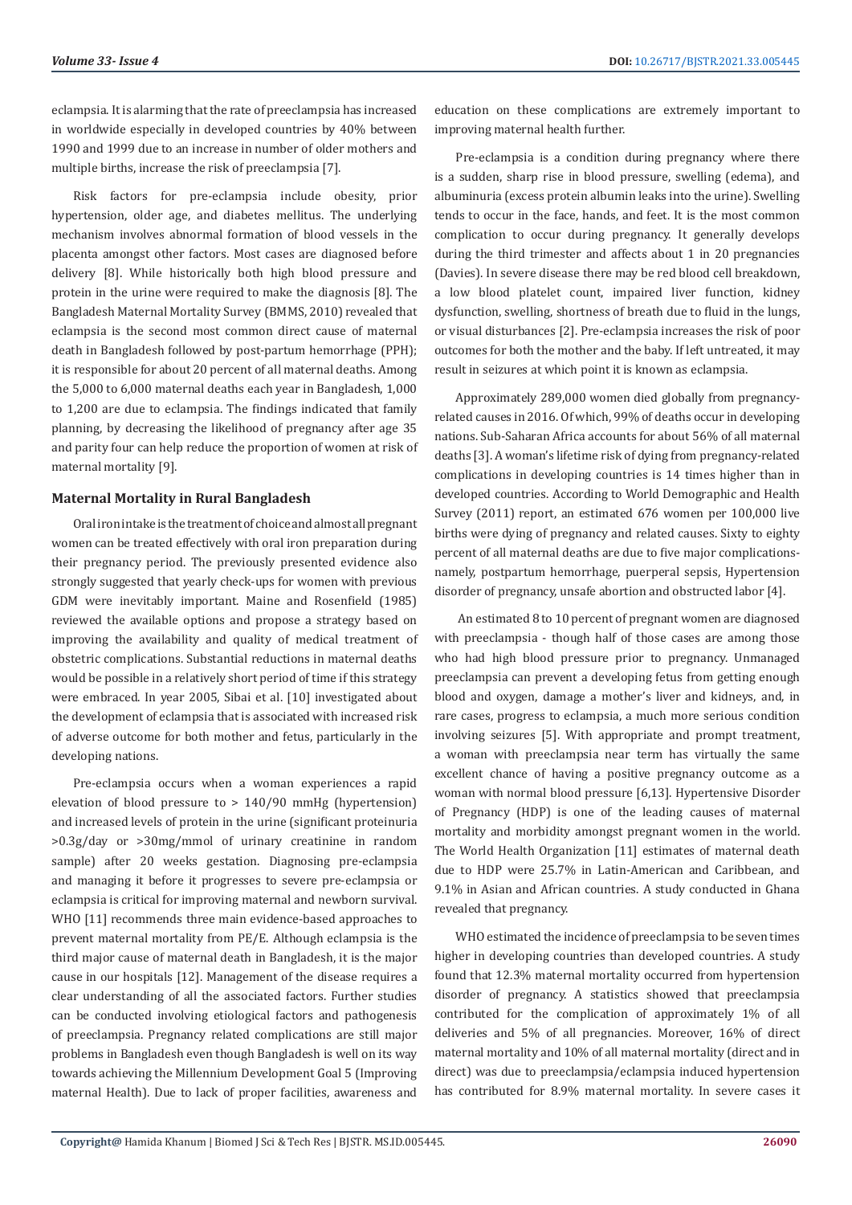eclampsia. It is alarming that the rate of preeclampsia has increased in worldwide especially in developed countries by 40% between 1990 and 1999 due to an increase in number of older mothers and multiple births, increase the risk of preeclampsia [7].

Risk factors for pre-eclampsia include obesity, prior hypertension, older age, and diabetes mellitus. The underlying mechanism involves abnormal formation of blood vessels in the placenta amongst other factors. Most cases are diagnosed before delivery [8]. While historically both high blood pressure and protein in the urine were required to make the diagnosis [8]. The Bangladesh Maternal Mortality Survey (BMMS, 2010) revealed that eclampsia is the second most common direct cause of maternal death in Bangladesh followed by post-partum hemorrhage (PPH); it is responsible for about 20 percent of all maternal deaths. Among the 5,000 to 6,000 maternal deaths each year in Bangladesh, 1,000 to 1,200 are due to eclampsia. The findings indicated that family planning, by decreasing the likelihood of pregnancy after age 35 and parity four can help reduce the proportion of women at risk of maternal mortality [9].

## Maternal Mortality in Rural Bangladesh

Oral iron intake is the treatment of choice and almost all pregnant women can be treated effectively with oral iron preparation during their pregnancy period. The previously presented evidence also strongly suggested that yearly check-ups for women with previous GDM were inevitably important. Maine and Rosenfield (1985) reviewed the available options and propose a strategy based on improving the availability and quality of medical treatment of obstetric complications. Substantial reductions in maternal deaths would be possible in a relatively short period of time if this strategy were embraced. In year 2005, Sibai et al. [10] investigated about the development of eclampsia that is associated with increased risk of adverse outcome for both mother and fetus, particularly in the developing nations.

Pre-eclampsia occurs when a woman experiences a rapid elevation of blood pressure to > 140/90 mmHg (hypertension) and increased levels of protein in the urine (significant proteinuria >0.3g/day or >30mg/mmol of urinary creatinine in random sample) after 20 weeks gestation. Diagnosing pre-eclampsia and managing it before it progresses to severe pre-eclampsia or eclampsia is critical for improving maternal and newborn survival. WHO [11] recommends three main evidence-based approaches to prevent maternal mortality from PE/E. Although eclampsia is the third major cause of maternal death in Bangladesh, it is the major cause in our hospitals [12]. Management of the disease requires a clear understanding of all the associated factors. Further studies can be conducted involving etiological factors and pathogenesis of preeclampsia. Pregnancy related complications are still major problems in Bangladesh even though Bangladesh is well on its way towards achieving the Millennium Development Goal 5 (Improving maternal Health). Due to lack of proper facilities, awareness and education on these complications are extremely important to improving maternal health further.

Pre-eclampsia is a condition during pregnancy where there is a sudden, sharp rise in blood pressure, swelling (edema), and albuminuria (excess protein albumin leaks into the urine). Swelling tends to occur in the face, hands, and feet. It is the most common complication to occur during pregnancy. It generally develops during the third trimester and affects about 1 in 20 pregnancies (Davies). In severe disease there may be red blood cell breakdown, a low blood platelet count, impaired liver function, kidney dysfunction, swelling, shortness of breath due to fluid in the lungs, or visual disturbances [2]. Pre-eclampsia increases the risk of poor outcomes for both the mother and the baby. If left untreated, it may result in seizures at which point it is known as eclampsia.

Approximately 289,000 women died globally from pregnancy-related causes in 2016. Of which, 99% of deaths occur in developing nations. Sub-Saharan Africa accounts for about 56% of all maternal deaths [3]. A woman's lifetime risk of dying from pregnancy-related complications in developing countries is 14 times higher than in developed countries. According to World Demographic and Health Survey (2011) report, an estimated 676 women per 100,000 live births were dying of pregnancy and related causes. Sixty to eighty percent of all maternal deaths are due to five major complications- namely, postpartum hemorrhage, puerperal sepsis, Hypertension disorder of pregnancy, unsafe abortion and obstructed labor [4].

An estimated 8 to 10 percent of pregnant women are diagnosed with preeclampsia - though half of those cases are among those who had high blood pressure prior to pregnancy. Unmanaged preeclampsia can prevent a developing fetus from getting enough blood and oxygen, damage a mother's liver and kidneys, and, in rare cases, progress to eclampsia, a much more serious condition involving seizures [5]. With appropriate and prompt treatment, a woman with preeclampsia near term has virtually the same excellent chance of having a positive pregnancy outcome as a woman with normal blood pressure [6,13]. Hypertensive Disorder of Pregnancy (HDP) is one of the leading causes of maternal mortality and morbidity amongst pregnant women in the world. The World Health Organization [11] estimates of maternal death due to HDP were 25.7% in Latin-American and Caribbean, and 9.1% in Asian and African countries. A study conducted in Ghana revealed that pregnancy.

WHO estimated the incidence of preeclampsia to be seven times higher in developing countries than developed countries. A study found that 12.3% maternal mortality occurred from hypertension disorder of pregnancy. A statistics showed that preeclampsia contributed for the complication of approximately 1% of all deliveries and 5% of all pregnancies. Moreover, 16% of direct maternal mortality and 10% of all maternal mortality (direct and in direct) was due to preeclampsia/eclampsia induced hypertension has contributed for 8.9% maternal mortality. In severe cases it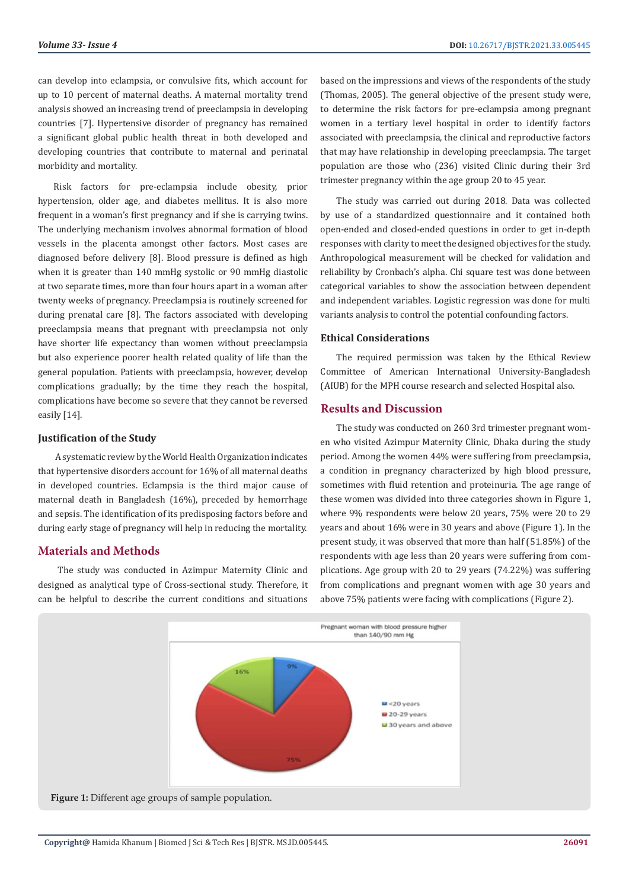can develop into eclampsia, or convulsive fits, which account for up to 10 percent of maternal deaths. A maternal mortality trend analysis showed an increasing trend of preeclampsia in developing countries [7]. Hypertensive disorder of pregnancy has remained a significant global public health threat in both developed and developing countries that contribute to maternal and perinatal morbidity and mortality.

Risk factors for pre-eclampsia include obesity, prior hypertension, older age, and diabetes mellitus. It is also more frequent in a woman's first pregnancy and if she is carrying twins. The underlying mechanism involves abnormal formation of blood vessels in the placenta amongst other factors. Most cases are diagnosed before delivery [8]. Blood pressure is defined as high when it is greater than 140 mmHg systolic or 90 mmHg diastolic at two separate times, more than four hours apart in a woman after twenty weeks of pregnancy. Preeclampsia is routinely screened for during prenatal care [8]. The factors associated with developing preeclampsia means that pregnant with preeclampsia not only have shorter life expectancy than women without preeclampsia but also experience poorer health related quality of life than the general population. Patients with preeclampsia, however, develop complications gradually; by the time they reach the hospital, complications have become so severe that they cannot be reversed easily [14].

### Justification of the Study

A systematic review by the World Health Organization indicates that hypertensive disorders account for 16% of all maternal deaths in developed countries. Eclampsia is the third major cause of maternal death in Bangladesh (16%), preceded by hemorrhage and sepsis. The identification of its predisposing factors before and during early stage of pregnancy will help in reducing the mortality.

## Materials and Methods

The study was conducted in Azimpur Maternity Clinic and designed as analytical type of Cross-sectional study. Therefore, it can be helpful to describe the current conditions and situations based on the impressions and views of the respondents of the study (Thomas, 2005). The general objective of the present study were, to determine the risk factors for pre-eclampsia among pregnant women in a tertiary level hospital in order to identify factors associated with preeclampsia, the clinical and reproductive factors that may have relationship in developing preeclampsia. The target population are those who (236) visited Clinic during their 3rd trimester pregnancy within the age group 20 to 45 year.

The study was carried out during 2018. Data was collected by use of a standardized questionnaire and it contained both open-ended and closed-ended questions in order to get in-depth responses with clarity to meet the designed objectives for the study. Anthropological measurement will be checked for validation and reliability by Cronbach's alpha. Chi square test was done between categorical variables to show the association between dependent and independent variables. Logistic regression was done for multi variants analysis to control the potential confounding factors.

### Ethical Considerations

The required permission was taken by the Ethical Review Committee of American International University-Bangladesh (AIUB) for the MPH course research and selected Hospital also.

## Results and Discussion

The study was conducted on 260 3rd trimester pregnant women who visited Azimpur Maternity Clinic, Dhaka during the study period. Among the women 44% were suffering from preeclampsia, a condition in pregnancy characterized by high blood pressure, sometimes with fluid retention and proteinuria. The age range of these women was divided into three categories shown in Figure 1, where 9% respondents were below 20 years, 75% were 20 to 29 years and about 16% were in 30 years and above (Figure 1). In the present study, it was observed that more than half (51.85%) of the respondents with age less than 20 years were suffering from complications. Age group with 20 to 29 years (74.22%) was suffering from complications and pregnant women with age 30 years and above 75% patients were facing with complications (Figure 2).

Pregnant woman with blood pressure higher than 140/90 mm Hg

- <20 years: 9%
- 20-29 years: 75%
- 30 years and above: 16%

**Figure 1:** Different age groups of sample population.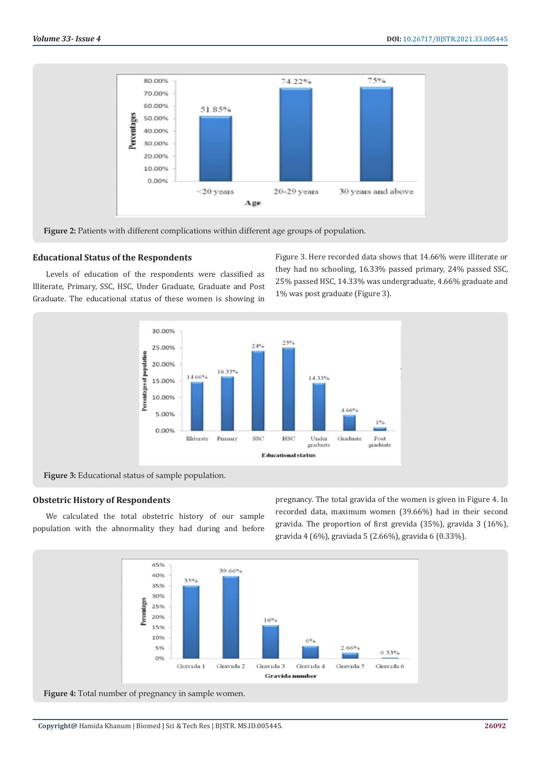Figure 2: Patients with different complications within different age groups of population.

### Educational Status of the Respondents

Levels of education of the respondents were classified as Illiterate, Primary, SSC, HSC, Under Graduate, Graduate and Post Graduate. The educational status of these women is showing in Figure 3. Here recorded data shows that 14.66% were illiterate or they had no schooling, 16.33% passed primary, 24% passed SSC, 25% passed HSC, 14.33% was undergraduate, 4.66% graduate and 1% was post graduate (Figure 3).

Figure 3: Educational status of sample population.

### Obstetric History of Respondents

We calculated the total obstetric history of our sample population with the abnormality they had during and before pregnancy. The total gravida of the women is given in Figure 4. In recorded data, maximum women (39.66%) had in their second gravida. The proportion of first grevida (35%), gravida 3 (16%), gravida 4 (6%), graviada 5 (2.66%), gravida 6 (0.33%).

Figure 4: Total number of pregnancy in sample women.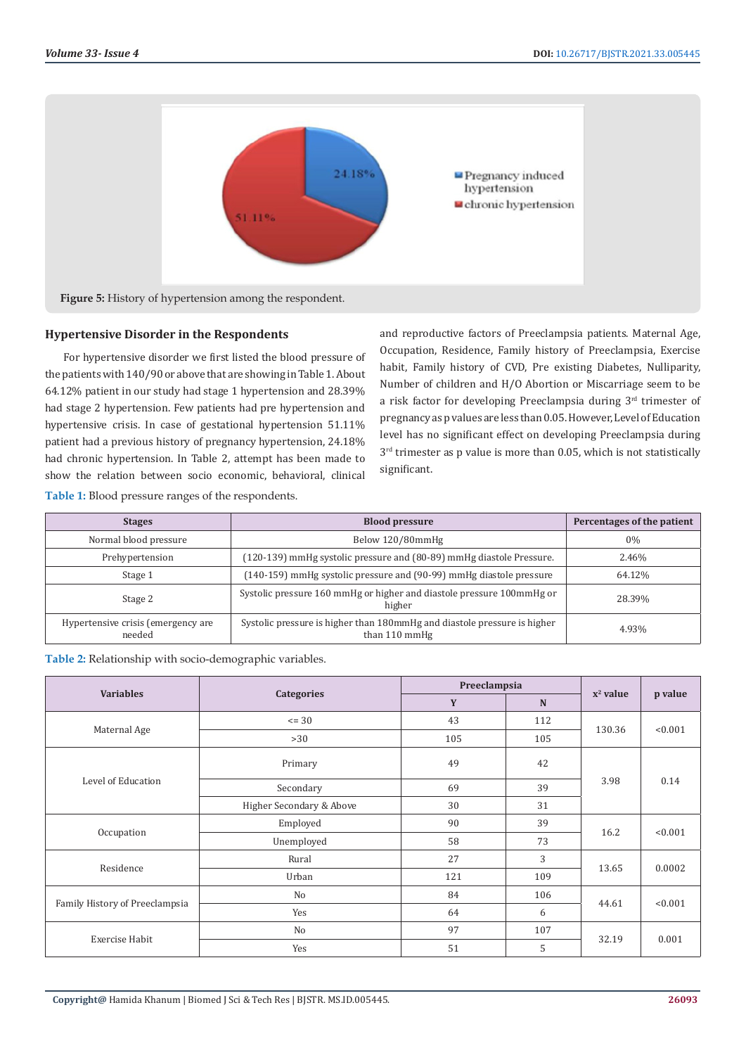Figure 5: History of hypertension among the respondent.

## Hypertensive Disorder in the Respondents

For hypertensive disorder we first listed the blood pressure of the patients with 140/90 or above that are showing in Table 1. About 64.12% patient in our study had stage 1 hypertension and 28.39% had stage 2 hypertension. Few patients had pre hypertension and hypertensive crisis. In case of gestational hypertension 51.11% patient had a previous history of pregnancy hypertension, 24.18% had chronic hypertension. In Table 2, attempt has been made to show the relation between socio economic, behavioral, clinical and reproductive factors of Preeclampsia patients. Maternal Age, Occupation, Residence, Family history of Preeclampsia, Exercise habit, Family history of CVD, Pre existing Diabetes, Nulliparity, Number of children and H/O Abortion or Miscarriage seem to be a risk factor for developing Preeclampsia during 3rd trimester of pregnancy as p values are less than 0.05. However, Level of Education level has no significant effect on developing Preeclampsia during 3rd trimester as p value is more than 0.05, which is not statistically significant.

**Table 1:** Blood pressure ranges of the respondents.

| Stages | Blood pressure | Percentages of the patient |
|---|---|---|
| Normal blood pressure | Below 120/80mmHg | 0% |
| Prehypertension | (120-139) mmHg systolic pressure and (80-89) mmHg diastole Pressure. | 2.46% |
| Stage 1 | (140-159) mmHg systolic pressure and (90-99) mmHg diastole pressure | 64.12% |
| Stage 2 | Systolic pressure 160 mmHg or higher and diastole pressure 100mmHg or higher | 28.39% |
| Hypertensive crisis (emergency are needed | Systolic pressure is higher than 180mmHg and diastole pressure is higher than 110 mmHg | 4.93% |

**Table 2:** Relationship with socio-demographic variables.

| Variables | Categories | Preeclampsia | | $x^2$ value | p value |
|---|---|---|---|---|---|
| | | Y | N | | |
| Maternal Age | <= 30 | 43 | 112 | 130.36 | <0.001 |
| | >30 | 105 | 105 | | |
| Level of Education | Primary | 49 | 42 | 3.98 | 0.14 |
| | Secondary | 69 | 39 | | |
| | Higher Secondary & Above | 30 | 31 | | |
| Occupation | Employed | 90 | 39 | 16.2 | <0.001 |
| | Unemployed | 58 | 73 | | |
| Residence | Rural | 27 | 3 | 13.65 | 0.0002 |
| | Urban | 121 | 109 | | |
| Family History of Preeclampsia | No | 84 | 106 | 44.61 | <0.001 |
| | Yes | 64 | 6 | | |
| Exercise Habit | No | 97 | 107 | 32.19 | 0.001 |
| | Yes | 51 | 5 | | |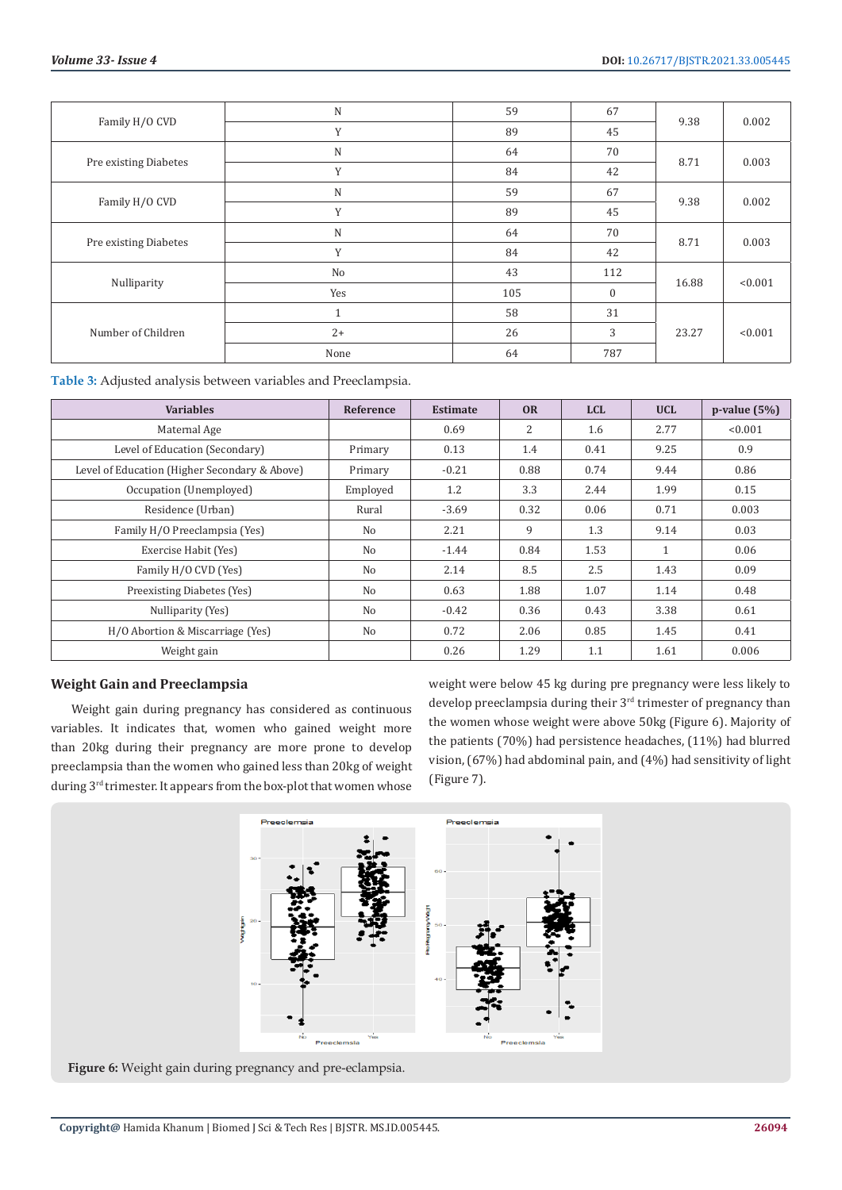| | | | | | |
|---|---|---|---|---|---|
| Family H/O CVD | N | 59 | 67 | 9.38 | 0.002 |
| | Y | 89 | 45 | | |
| Pre existing Diabetes | N | 64 | 70 | 8.71 | 0.003 |
| | Y | 84 | 42 | | |
| Family H/O CVD | N | 59 | 67 | 9.38 | 0.002 |
| | Y | 89 | 45 | | |
| Pre existing Diabetes | N | 64 | 70 | 8.71 | 0.003 |
| | Y | 84 | 42 | | |
| Nulliparity | No | 43 | 112 | 16.88 | <0.001 |
| | Yes | 105 | 0 | | |
| Number of Children | 1 | 58 | 31 | 23.27 | <0.001 |
| | 2+ | 26 | 3 | | |
| | None | 64 | 787 | | |

**Table 3:** Adjusted analysis between variables and Preeclampsia.

| Variables | Reference | Estimate | OR | LCL | UCL | p-value (5%) |
|---|---|---|---|---|---|---|
| Maternal Age | | 0.69 | 2 | 1.6 | 2.77 | <0.001 |
| Level of Education (Secondary) | Primary | 0.13 | 1.4 | 0.41 | 9.25 | 0.9 |
| Level of Education (Higher Secondary & Above) | Primary | -0.21 | 0.88 | 0.74 | 9.44 | 0.86 |
| Occupation (Unemployed) | Employed | 1.2 | 3.3 | 2.44 | 1.99 | 0.15 |
| Residence (Urban) | Rural | -3.69 | 0.32 | 0.06 | 0.71 | 0.003 |
| Family H/O Preeclampsia (Yes) | No | 2.21 | 9 | 1.3 | 9.14 | 0.03 |
| Exercise Habit (Yes) | No | -1.44 | 0.84 | 1.53 | 1 | 0.06 |
| Family H/O CVD (Yes) | No | 2.14 | 8.5 | 2.5 | 1.43 | 0.09 |
| Preexisting Diabetes (Yes) | No | 0.63 | 1.88 | 1.07 | 1.14 | 0.48 |
| Nulliparity (Yes) | No | -0.42 | 0.36 | 0.43 | 3.38 | 0.61 |
| H/O Abortion & Miscarriage (Yes) | No | 0.72 | 2.06 | 0.85 | 1.45 | 0.41 |
| Weight gain | | 0.26 | 1.29 | 1.1 | 1.61 | 0.006 |

## Weight Gain and Preeclampsia

Weight gain during pregnancy has considered as continuous variables. It indicates that, women who gained weight more than 20kg during their pregnancy are more prone to develop preeclampsia than the women who gained less than 20kg of weight during 3rd trimester. It appears from the box-plot that women whose weight were below 45 kg during pre pregnancy were less likely to develop preeclampsia during their 3rd trimester of pregnancy than the women whose weight were above 50kg (Figure 6). Majority of the patients (70%) had persistence headaches, (11%) had blurred vision, (67%) had abdominal pain, and (4%) had sensitivity of light (Figure 7).

**Figure 6:** Weight gain during pregnancy and pre-eclampsia.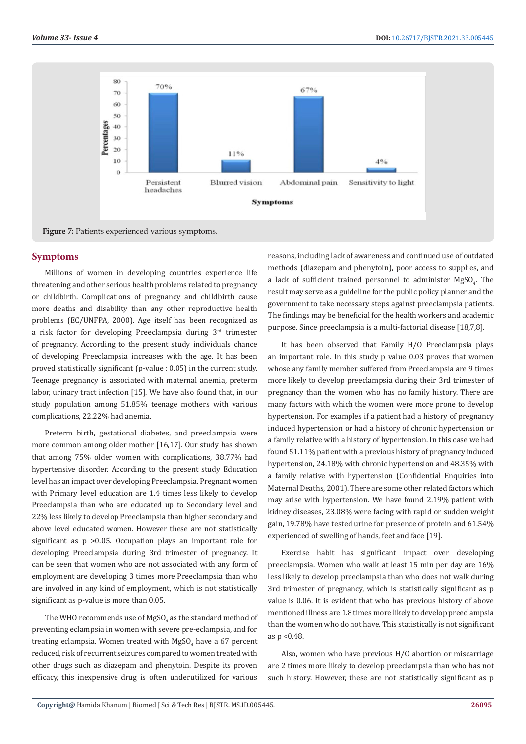Figure 7: Patients experienced various symptoms.

## Symptoms

Millions of women in developing countries experience life threatening and other serious health problems related to pregnancy or childbirth. Complications of pregnancy and childbirth cause more deaths and disability than any other reproductive health problems (EC/UNFPA, 2000). Age itself has been recognized as a risk factor for developing Preeclampsia during 3rd trimester of pregnancy. According to the present study individuals chance of developing Preeclampsia increases with the age. It has been proved statistically significant (p-value : 0.05) in the current study. Teenage pregnancy is associated with maternal anemia, preterm labor, urinary tract infection [15]. We have also found that, in our study population among 51.85% teenage mothers with various complications, 22.22% had anemia.

Preterm birth, gestational diabetes, and preeclampsia were more common among older mother [16,17]. Our study has shown that among 75% older women with complications, 38.77% had hypertensive disorder. According to the present study Education level has an impact over developing Preeclampsia. Pregnant women with Primary level education are 1.4 times less likely to develop Preeclampsia than who are educated up to Secondary level and 22% less likely to develop Preeclampsia than higher secondary and above level educated women. However these are not statistically significant as p >0.05. Occupation plays an important role for developing Preeclampsia during 3rd trimester of pregnancy. It can be seen that women who are not associated with any form of employment are developing 3 times more Preeclampsia than who are involved in any kind of employment, which is not statistically significant as p-value is more than 0.05.

The WHO recommends use of $MgSO_4$ as the standard method of preventing eclampsia in women with severe pre-eclampsia, and for treating eclampsia. Women treated with $MgSO_4$ have a 67 percent reduced, risk of recurrent seizures compared to women treated with other drugs such as diazepam and phenytoin. Despite its proven efficacy, this inexpensive drug is often underutilized for various reasons, including lack of awareness and continued use of outdated methods (diazepam and phenytoin), poor access to supplies, and a lack of sufficient trained personnel to administer $MgSO_4$. The result may serve as a guideline for the public policy planner and the government to take necessary steps against preeclampsia patients. The findings may be beneficial for the health workers and academic purpose. Since preeclampsia is a multi-factorial disease [18,7,8].

It has been observed that Family H/O Preeclampsia plays an important role. In this study p value 0.03 proves that women whose any family member suffered from Preeclampsia are 9 times more likely to develop preeclampsia during their 3rd trimester of pregnancy than the women who has no family history. There are many factors with which the women were more prone to develop hypertension. For examples if a patient had a history of pregnancy induced hypertension or had a history of chronic hypertension or a family relative with a history of hypertension. In this case we had found 51.11% patient with a previous history of pregnancy induced hypertension, 24.18% with chronic hypertension and 48.35% with a family relative with hypertension (Confidential Enquiries into Maternal Deaths, 2001). There are some other related factors which may arise with hypertension. We have found 2.19% patient with kidney diseases, 23.08% were facing with rapid or sudden weight gain, 19.78% have tested urine for presence of protein and 61.54% experienced of swelling of hands, feet and face [19].

Exercise habit has significant impact over developing preeclampsia. Women who walk at least 15 min per day are 16% less likely to develop preeclampsia than who does not walk during 3rd trimester of pregnancy, which is statistically significant as p value is 0.06. It is evident that who has previous history of above mentioned illness are 1.8 times more likely to develop preeclampsia than the women who do not have. This statistically is not significant as p <0.48.

Also, women who have previous H/O abortion or miscarriage are 2 times more likely to develop preeclampsia than who has not such history. However, these are not statistically significant as p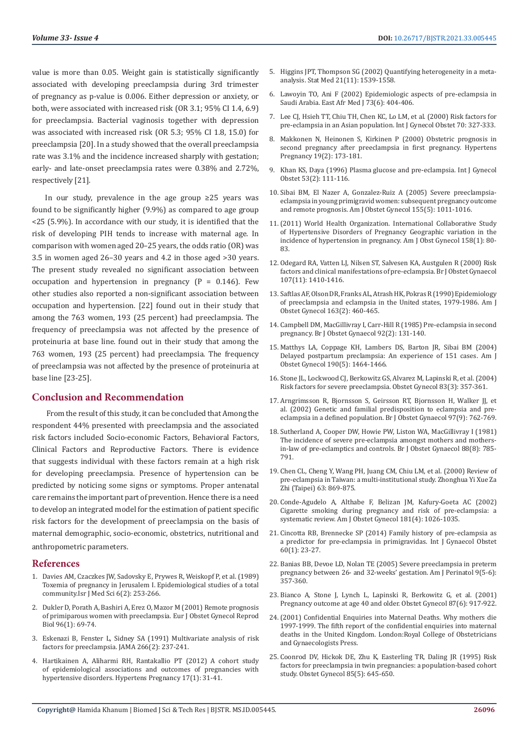value is more than 0.05. Weight gain is statistically significantly associated with developing preeclampsia during 3rd trimester of pregnancy as p-value is 0.006. Either depression or anxiety, or both, were associated with increased risk (OR 3.1; 95% CI 1.4, 6.9) for preeclampsia. Bacterial vaginosis together with depression was associated with increased risk (OR 5.3; 95% CI 1.8, 15.0) for preeclampsia [20]. In a study showed that the overall preeclampsia rate was 3.1% and the incidence increased sharply with gestation; early- and late-onset preeclampsia rates were 0.38% and 2.72%, respectively [21].

In our study, prevalence in the age group ≥25 years was found to be significantly higher (9.9%) as compared to age group <25 (5.9%). In accordance with our study, it is identified that the risk of developing PIH tends to increase with maternal age. In comparison with women aged 20–25 years, the odds ratio (OR) was 3.5 in women aged 26–30 years and 4.2 in those aged >30 years. The present study revealed no significant association between occupation and hypertension in pregnancy (P = 0.146). Few other studies also reported a non-significant association between occupation and hypertension. [22] found out in their study that among the 763 women, 193 (25 percent) had preeclampsia. The frequency of preeclampsia was not affected by the presence of proteinuria at base line. found out in their study that among the 763 women, 193 (25 percent) had preeclampsia. The frequency of preeclampsia was not affected by the presence of proteinuria at base line [23-25].

## Conclusion and Recommendation

From the result of this study, it can be concluded that Among the respondent 44% presented with preeclampsia and the associated risk factors included Socio-economic Factors, Behavioral Factors, Clinical Factors and Reproductive Factors. There is evidence that suggests individual with these factors remain at a high risk for developing preeclampsia. Presence of hypertension can be predicted by noticing some signs or symptoms. Proper antenatal care remains the important part of prevention. Hence there is a need to develop an integrated model for the estimation of patient specific risk factors for the development of preeclampsia on the basis of maternal demographic, socio-economic, obstetrics, nutritional and anthropometric parameters.

## References

1. Davies AM, Czaczkes JW, Sadovsky E, Prywes R, Weiskopf P, et al. (1989) Toxemia of pregnancy in Jerusalem I. Epidemiological studies of a total community.Isr J Med Sci 6(2): 253-266.
2. Dukler D, Porath A, Bashiri A, Erez O, Mazor M (2001) Remote prognosis of primiparous women with preeclampsia. Eur J Obstet Gynecol Reprod Biol 96(1): 69-74.
3. Eskenazi B, Fenster L, Sidney SA (1991) Multivariate analysis of risk factors for preeclampsia. JAMA 266(2): 237-241.
4. Hartikainen A, Aliharmi RH, Rantakallio PT (2012) A cohort study of epidemiological associations and outcomes of pregnancies with hypertensive disorders. Hypertens Pregnancy 17(1): 31-41.
5. Higgins JPT, Thompson SG (2002) Quantifying heterogeneity in a meta-analysis. Stat Med 21(11): 1539-1558.
6. Lawoyin TO, Ani F (2002) Epidemiologic aspects of pre-eclampsia in Saudi Arabia. East Afr Med J 73(6): 404-406.
7. Lee CJ, Hsieh TT, Chiu TH, Chen KC, Lo LM, et al. (2000) Risk factors for pre-eclampsia in an Asian population. Int J Gynecol Obstet 70: 327-333.
8. Makkonen N, Heinonen S, Kirkinen P (2000) Obstetric prognosis in second pregnancy after preeclampsia in first pregnancy. Hypertens Pregnancy 19(2): 173-181.
9. Khan KS, Daya (1996) Plasma glucose and pre-eclampsia. Int J Gynecol Obstet 53(2): 111-116.
10. Sibai BM, El Nazer A, Gonzalez-Ruiz A (2005) Severe preeclampsia-eclampsia in young primigravid women: subsequent pregnancy outcome and remote prognosis. Am J Obstet Gynecol 155(5): 1011-1016.
11. (2011) World Health Organization. International Collaborative Study of Hypertensive Disorders of Pregnancy Geographic variation in the incidence of hypertension in pregnancy. Am J Obst Gynecol 158(1): 80-83.
12. Odegard RA, Vatten LJ, Nilsen ST, Salvesen KA, Austgulen R (2000) Risk factors and clinical manifestations of pre-eclampsia. Br J Obstet Gynaecol 107(11): 1410-1416.
13. Saftlas AF, Olson DR, Franks AL, Atrash HK, Pokras R (1990) Epidemiology of preeclampsia and eclampsia in the United states, 1979-1986. Am J Obstet Gynecol 163(2): 460-465.
14. Campbell DM, MacGillivray I, Carr-Hill R (1985) Pre-eclampsia in second pregnancy. Br J Obstet Gynaecol 92(2): 131-140.
15. Matthys LA, Coppage KH, Lambers DS, Barton JR, Sibai BM (2004) Delayed postpartum preclampsia: An experience of 151 cases. Am J Obstet Gynecol 190(5): 1464-1466.
16. Stone JL, Lockwood CJ, Berkowitz GS, Alvarez M, Lapinski R, et al. (2004) Risk factors for severe preeclampsia. Obstet Gynecol 83(3): 357-361.
17. Arngrimsson R, Bjornsson S, Geirsson RT, Bjornsson H, Walker JJ, et al. (2002) Genetic and familial predisposition to eclampsia and pre-eclampsia in a defined population. Br J Obstet Gynaecol 97(9): 762-769.
18. Sutherland A, Cooper DW, Howie PW, Liston WA, MacGillivray I (1981) The incidence of severe pre-eclampsia amongst mothers and mothers-in-law of pre-eclamptics and controls. Br J Obstet Gynaecol 88(8): 785-791.
19. Chen CL, Cheng Y, Wang PH, Juang CM, Chiu LM, et al. (2000) Review of pre-eclampsia in Taiwan: a multi-institutional study. Zhonghua Yi Xue Za Zhi (Taipei) 63: 869-875.
20. Conde-Agudelo A, Althabe F, Belizan JM, Kafury-Goeta AC (2002) Cigarette smoking during pregnancy and risk of pre-eclampsia: a systematic review. Am J Obstet Gynecol 181(4): 1026-1035.
21. Cincotta RB, Brennecke SP (2014) Family history of pre-eclampsia as a predictor for pre-eclampsia in primigravidas. Int J Gynaecol Obstet 60(1): 23-27.
22. Banias BB, Devoe LD, Nolan TE (2005) Severe preeclampsia in preterm pregnancy between 26- and 32-weeks' gestation. Am J Perinatol 9(5-6): 357-360.
23. Bianco A, Stone J, Lynch L, Lapinski R, Berkowitz G, et al. (2001) Pregnancy outcome at age 40 and older. Obstet Gynecol 87(6): 917-922.
24. (2001) Confidential Enquiries into Maternal Deaths. Why mothers die 1997-1999. The fifth report of the confidential enquiries into maternal deaths in the United Kingdom. London:Royal College of Obstetricians and Gynaecologists Press.
25. Coonrod DV, Hickok DE, Zhu K, Easterling TR, Daling JR (1995) Risk factors for preeclampsia in twin pregnancies: a population-based cohort study. Obstet Gynecol 85(5): 645-650.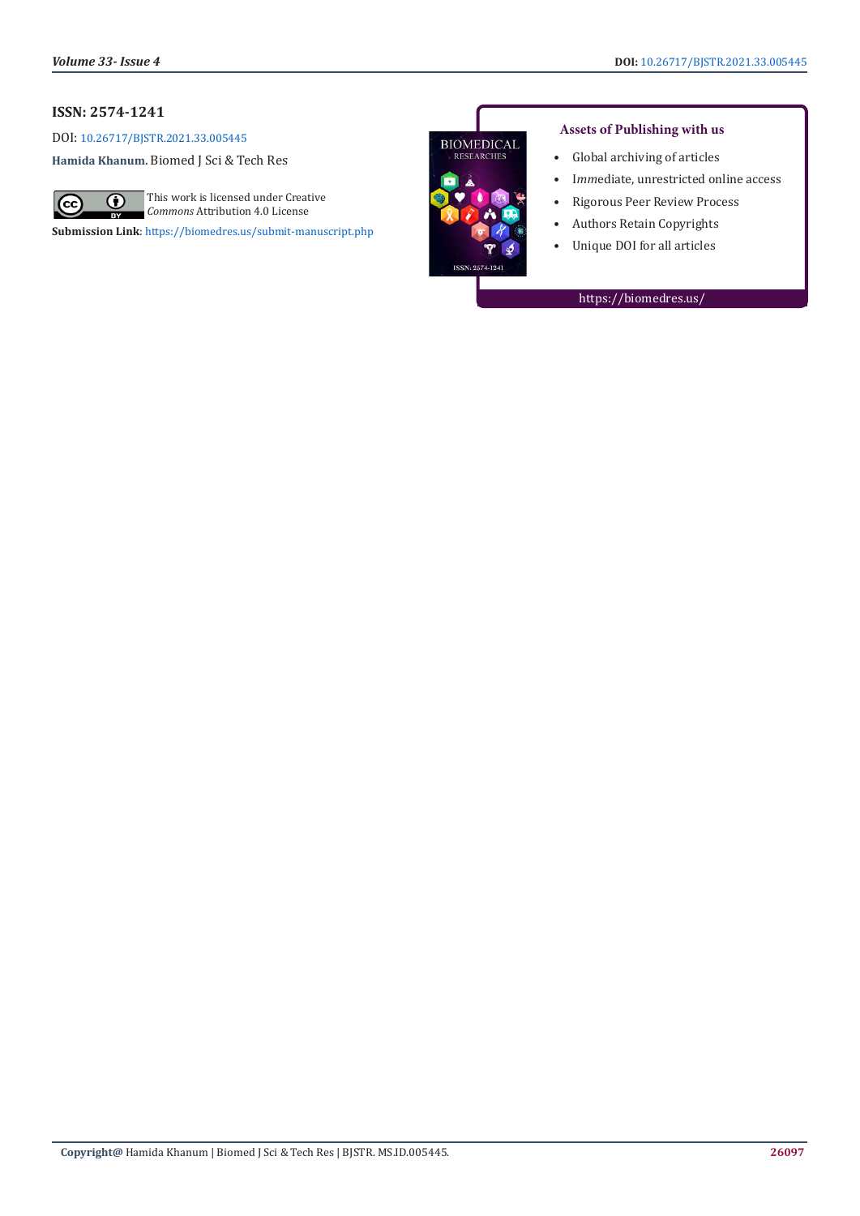**ISSN: 2574-1241**

DOI: 10.26717/BJSTR.2021.33.005445

**Hamida Khanum.** Biomed J Sci & Tech Res

This work is licensed under Creative *Commons* Attribution 4.0 License

**Submission Link**: https://biomedres.us/submit-manuscript.php

### Assets of Publishing with us

- Global archiving of articles
- Immediate, unrestricted online access
- Rigorous Peer Review Process
- Authors Retain Copyrights
- Unique DOI for all articles

https://biomedres.us/